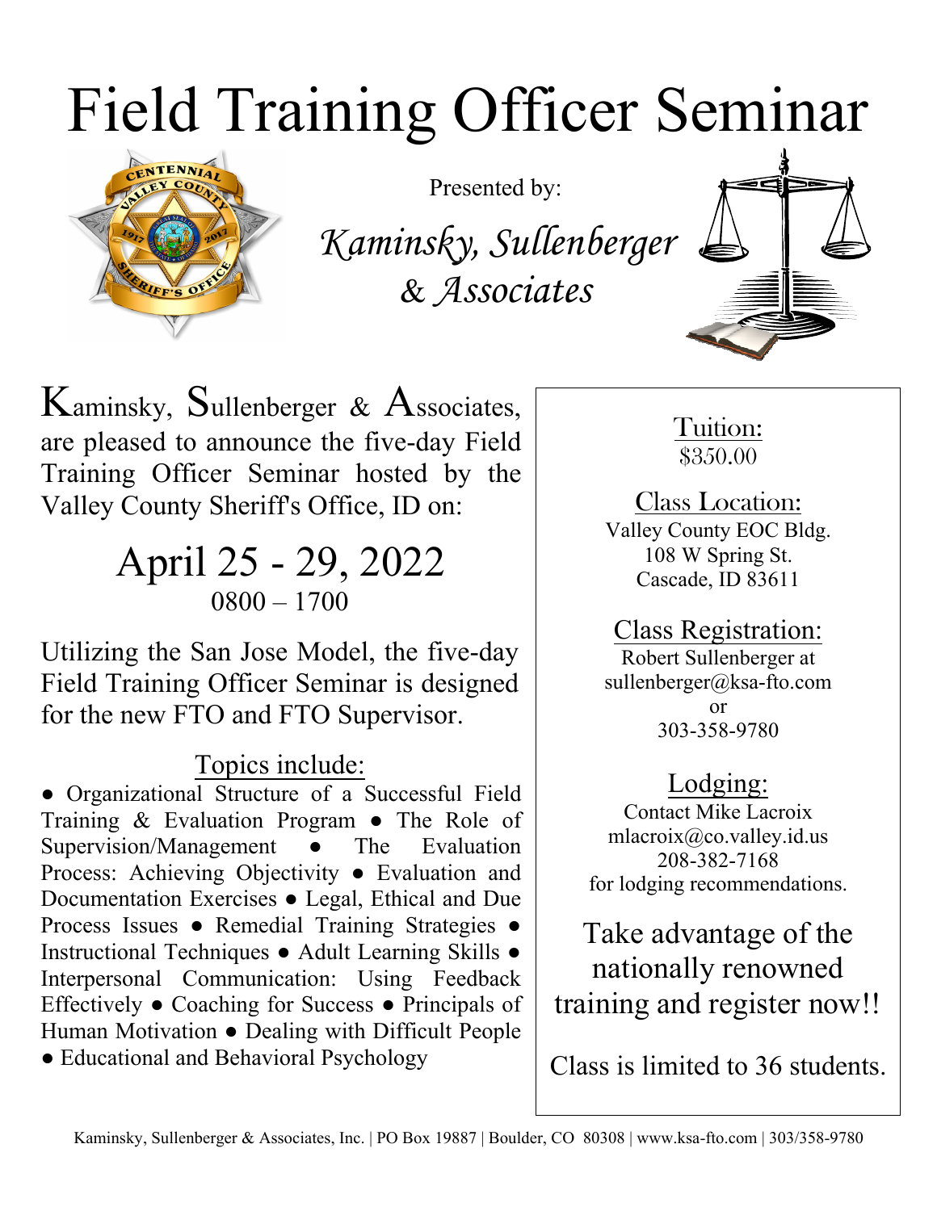# Field Training Officer Seminar

Presented by:

*Kaminsky, Sullenberger & Associates*

Kaminsky, Sullenberger & Associates, are pleased to announce the five-day Field Training Officer Seminar hosted by the Valley County Sheriff's Office, ID on:

## April 25 - 29, 2022

0800 – 1700

Utilizing the San Jose Model, the five-day Field Training Officer Seminar is designed for the new FTO and FTO Supervisor.

### Topics include:

● Organizational Structure of a Successful Field Training & Evaluation Program ● The Role of Supervision/Management ● The Evaluation Process: Achieving Objectivity ● Evaluation and Documentation Exercises ● Legal, Ethical and Due Process Issues ● Remedial Training Strategies ● Instructional Techniques ● Adult Learning Skills ● Interpersonal Communication: Using Feedback Effectively ● Coaching for Success ● Principals of Human Motivation ● Dealing with Difficult People ● Educational and Behavioral Psychology

**Tuition:**
$350.00

**Class Location:**
Valley County EOC Bldg.
108 W Spring St.
Cascade, ID 83611

**Class Registration:**
Robert Sullenberger at
sullenberger@ksa-fto.com
or
303-358-9780

**Lodging:**
Contact Mike Lacroix
mlacroix@co.valley.id.us
208-382-7168
for lodging recommendations.

Take advantage of the nationally renowned training and register now!!

Class is limited to 36 students.

Kaminsky, Sullenberger & Associates, Inc. | PO Box 19887 | Boulder, CO 80308 | www.ksa-fto.com | 303/358-9780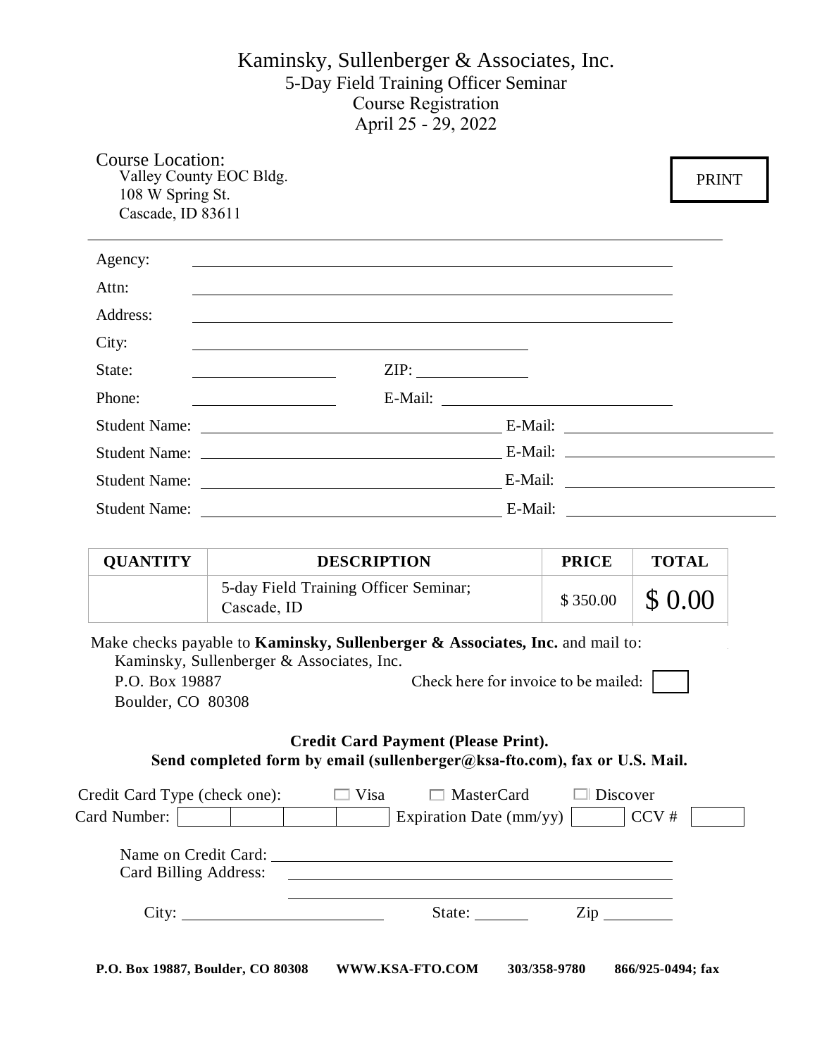# Kaminsky, Sullenberger & Associates, Inc.

## 5-Day Field Training Officer Seminar

## Course Registration

## April 25 - 29, 2022

Course Location:
Valley County EOC Bldg.
108 W Spring St.
Cascade, ID 83611

PRINT

Agency: ______________________________

Attn: ______________________________

Address: ______________________________

City: ______________________________

State: ______________ ZIP: ______________

Phone: ______________ E-Mail: ______________

Student Name: ______________________________ E-Mail: ______________

Student Name: ______________________________ E-Mail: ______________

Student Name: ______________________________ E-Mail: ______________

Student Name: ______________________________ E-Mail: ______________

| QUANTITY | DESCRIPTION | PRICE | TOTAL |
|---|---|---|---|
| | 5-day Field Training Officer Seminar; Cascade, ID | $ 350.00 | $ 0.00 |

Make checks payable to **Kaminsky, Sullenberger & Associates, Inc.** and mail to:
Kaminsky, Sullenberger & Associates, Inc.
P.O. Box 19887
Boulder, CO 80308

Check here for invoice to be mailed: ☐

**Credit Card Payment (Please Print).**
**Send completed form by email (sullenberger@ksa-fto.com), fax or U.S. Mail.**

Credit Card Type (check one): ☐ Visa ☐ MasterCard ☐ Discover

Card Number: ______ ______ ______ ______ Expiration Date (mm/yy) ______ CCV # ______

Name on Credit Card: ______________________________

Card Billing Address: ______________________________

______________________________

City: ______________ State: ______ Zip ______

**P.O. Box 19887, Boulder, CO 80308 WWW.KSA-FTO.COM 303/358-9780 866/925-0494; fax**